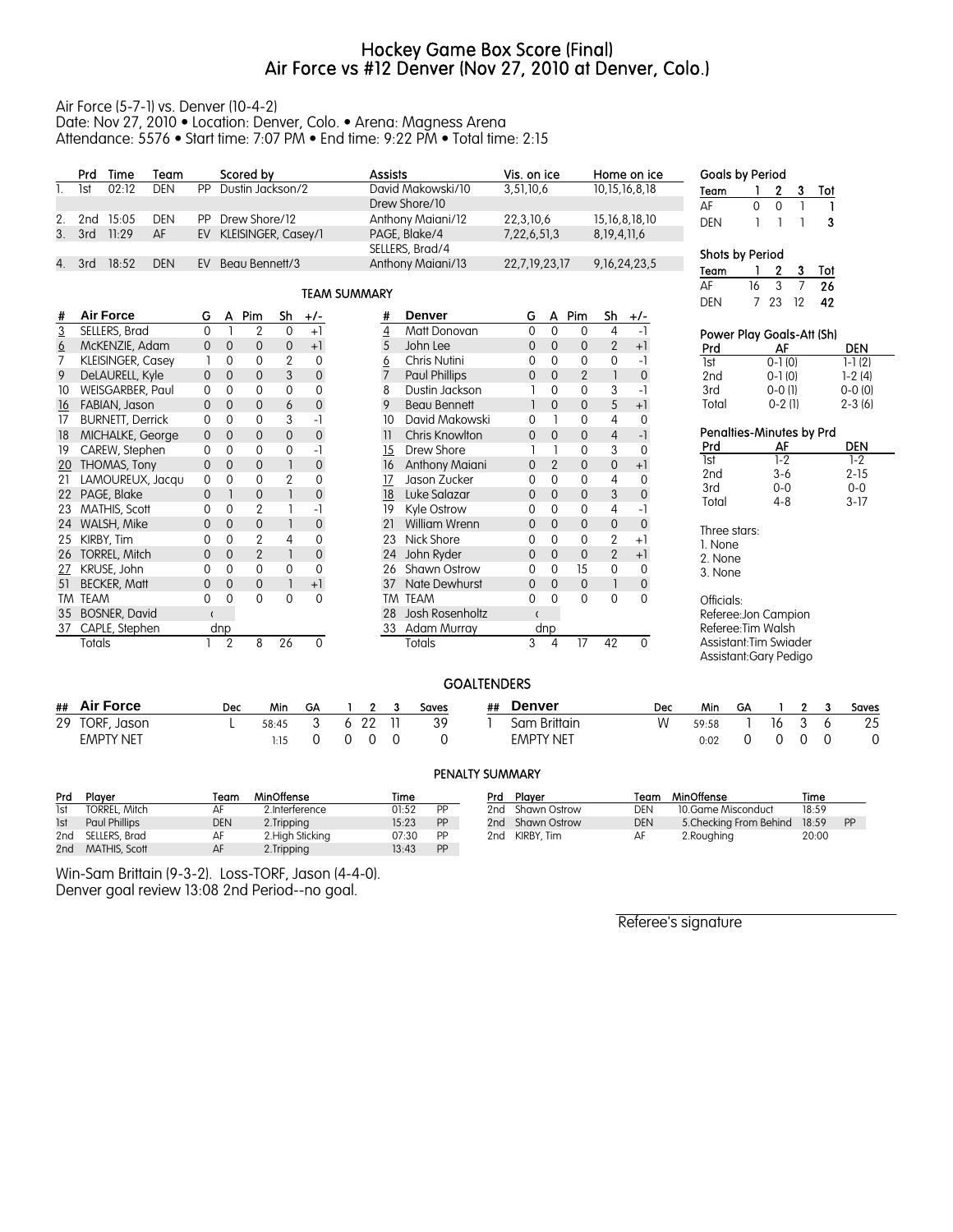# Hockey Game Box Score (Final)
# Air Force vs #12 Denver (Nov 27, 2010 at Denver, Colo.)

Air Force (5-7-1) vs. Denver (10-4-2)
Date: Nov 27, 2010 • Location: Denver, Colo. • Arena: Magness Arena
Attendance: 5576 • Start time: 7:07 PM • End time: 9:22 PM • Total time: 2:15

| | Prd | Time | Team | | Scored by | Assists | Vis. on ice | Home on ice |
|---|---|---|---|---|---|---|---|---|
| 1. | 1st | 02:12 | DEN | PP | Dustin Jackson/2 | David Makowski/10<br>Drew Shore/10 | 3,51,10,6 | 10,15,16,8,18 |
| 2. | 2nd | 15:05 | DEN | PP | Drew Shore/12 | Anthony Maiani/12 | 22,3,10,6 | 15,16,8,18,10 |
| 3. | 3rd | 11:29 | AF | EV | KLEISINGER, Casey/1 | PAGE, Blake/4<br>SELLERS, Brad/4 | 7,22,6,51,3 | 8,19,4,11,6 |
| 4. | 3rd | 18:52 | DEN | EV | Beau Bennett/3 | Anthony Maiani/13 | 22,7,19,23,17 | 9,16,24,23,5 |

**Goals by Period**

| Team | 1 | 2 | 3 | Tot |
|---|---|---|---|---|
| AF | 0 | 0 | 1 | 1 |
| DEN | 1 | 1 | 1 | 3 |

**Shots by Period**

| Team | 1 | 2 | 3 | Tot |
|---|---|---|---|---|
| AF | 16 | 3 | 7 | 26 |
| DEN | 7 | 23 | 12 | 42 |

## TEAM SUMMARY

| # | Air Force | G | A | Pim | Sh | +/- |
|---|---|---|---|---|---|---|
| 3 | SELLERS, Brad | 0 | 1 | 2 | 0 | +1 |
| 6 | McKENZIE, Adam | 0 | 0 | 0 | 0 | +1 |
| 7 | KLEISINGER, Casey | 1 | 0 | 0 | 2 | 0 |
| 9 | DeLAURELL, Kyle | 0 | 0 | 0 | 3 | 0 |
| 10 | WEISGARBER, Paul | 0 | 0 | 0 | 0 | 0 |
| 16 | FABIAN, Jason | 0 | 0 | 0 | 6 | 0 |
| 17 | BURNETT, Derrick | 0 | 0 | 0 | 3 | -1 |
| 18 | MICHALKE, George | 0 | 0 | 0 | 0 | 0 |
| 19 | CAREW, Stephen | 0 | 0 | 0 | 0 | -1 |
| 20 | THOMAS, Tony | 0 | 0 | 0 | 1 | 0 |
| 21 | LAMOUREUX, Jacqu | 0 | 0 | 0 | 2 | 0 |
| 22 | PAGE, Blake | 0 | 1 | 0 | 1 | 0 |
| 23 | MATHIS, Scott | 0 | 0 | 2 | 1 | -1 |
| 24 | WALSH, Mike | 0 | 0 | 0 | 1 | 0 |
| 25 | KIRBY, Tim | 0 | 0 | 2 | 4 | 0 |
| 26 | TORREL, Mitch | 0 | 0 | 2 | 1 | 0 |
| 27 | KRUSE, John | 0 | 0 | 0 | 0 | 0 |
| 51 | BECKER, Matt | 0 | 0 | 0 | 1 | +1 |
| TM | TEAM | 0 | 0 | 0 | 0 | 0 |
| 35 | BOSNER, David | ( | | | | |
| 37 | CAPLE, Stephen | dnp | | | | |
| | Totals | 1 | 2 | 8 | 26 | 0 |

| # | Denver | G | A | Pim | Sh | +/- |
|---|---|---|---|---|---|---|
| 4 | Matt Donovan | 0 | 0 | 0 | 4 | -1 |
| 5 | John Lee | 0 | 0 | 0 | 2 | +1 |
| 6 | Chris Nutini | 0 | 0 | 0 | 0 | -1 |
| 7 | Paul Phillips | 0 | 0 | 2 | 1 | 0 |
| 8 | Dustin Jackson | 1 | 0 | 0 | 3 | -1 |
| 9 | Beau Bennett | 1 | 0 | 0 | 5 | +1 |
| 10 | David Makowski | 0 | 1 | 0 | 4 | 0 |
| 11 | Chris Knowlton | 0 | 0 | 0 | 4 | -1 |
| 15 | Drew Shore | 1 | 1 | 0 | 3 | 0 |
| 16 | Anthony Maiani | 0 | 2 | 0 | 0 | +1 |
| 17 | Jason Zucker | 0 | 0 | 0 | 4 | 0 |
| 18 | Luke Salazar | 0 | 0 | 0 | 3 | 0 |
| 19 | Kyle Ostrow | 0 | 0 | 0 | 4 | -1 |
| 21 | William Wrenn | 0 | 0 | 0 | 0 | 0 |
| 23 | Nick Shore | 0 | 0 | 0 | 2 | +1 |
| 24 | John Ryder | 0 | 0 | 0 | 2 | +1 |
| 26 | Shawn Ostrow | 0 | 0 | 15 | 0 | 0 |
| 37 | Nate Dewhurst | 0 | 0 | 0 | 1 | 0 |
| TM | TEAM | 0 | 0 | 0 | 0 | 0 |
| 28 | Josh Rosenholtz | ( | | | | |
| 33 | Adam Murray | dnp | | | | |
| | Totals | 3 | 4 | 17 | 42 | 0 |

**Power Play Goals-Att (Sh)**

| Prd | AF | DEN |
|---|---|---|
| 1st | 0-1 (0) | 1-1 (2) |
| 2nd | 0-1 (0) | 1-2 (4) |
| 3rd | 0-0 (1) | 0-0 (0) |
| Total | 0-2 (1) | 2-3 (6) |

**Penalties-Minutes by Prd**

| Prd | AF | DEN |
|---|---|---|
| 1st | 1-2 | 1-2 |
| 2nd | 3-6 | 2-15 |
| 3rd | 0-0 | 0-0 |
| Total | 4-8 | 3-17 |

Three stars:
1. None
2. None
3. None

Officials:
Referee:Jon Campion
Referee:Tim Walsh
Assistant:Tim Swiader
Assistant:Gary Pedigo

## GOALTENDERS

| ## | Air Force | Dec | Min | GA | 1 | 2 | 3 | Saves |
|---|---|---|---|---|---|---|---|---|
| 29 | TORF, Jason | L | 58:45 | 3 | 6 | 22 | 11 | 39 |
| | EMPTY NET | | 1:15 | 0 | 0 | 0 | 0 | 0 |

| ## | Denver | Dec | Min | GA | 1 | 2 | 3 | Saves |
|---|---|---|---|---|---|---|---|---|
| 1 | Sam Brittain | W | 59:58 | 1 | 16 | 3 | 6 | 25 |
| | EMPTY NET | | 0:02 | 0 | 0 | 0 | 0 | 0 |

## PENALTY SUMMARY

| Prd | Player | Team | MinOffense | Time | |
|---|---|---|---|---|---|
| 1st | TORREL, Mitch | AF | 2.Interference | 01:52 | PP |
| 1st | Paul Phillips | DEN | 2.Tripping | 15:23 | PP |
| 2nd | SELLERS, Brad | AF | 2.High Sticking | 07:30 | PP |
| 2nd | MATHIS, Scott | AF | 2.Tripping | 13:43 | PP |
| 2nd | Shawn Ostrow | DEN | 10.Game Misconduct | 18:59 | |
| 2nd | Shawn Ostrow | DEN | 5.Checking From Behind | 18:59 | PP |
| 2nd | KIRBY, Tim | AF | 2.Roughing | 20:00 | |

Win-Sam Brittain (9-3-2). Loss-TORF, Jason (4-4-0).
Denver goal review 13:08 2nd Period--no goal.

Referee's signature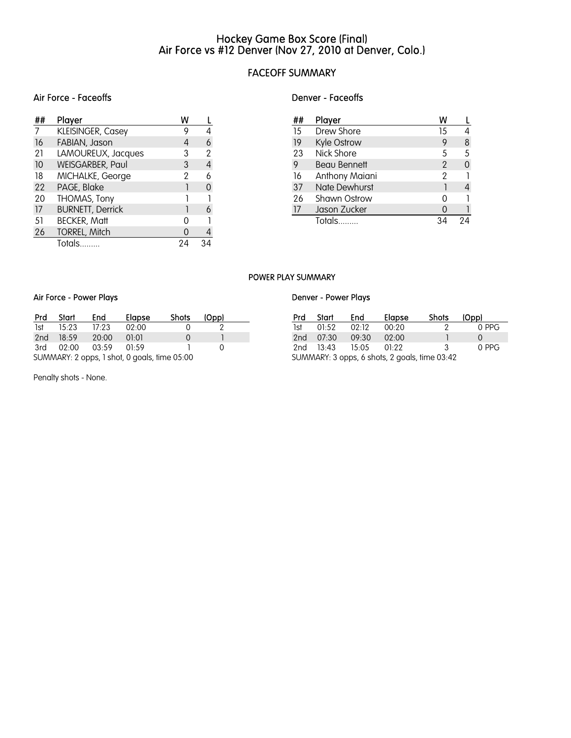# Hockey Game Box Score (Final)
# Air Force vs #12 Denver (Nov 27, 2010 at Denver, Colo.)

## FACEOFF SUMMARY

### Air Force - Faceoffs

| ## | Player | W | L |
|---|---|---|---|
| 7 | KLEISINGER, Casey | 9 | 4 |
| 16 | FABIAN, Jason | 4 | 6 |
| 21 | LAMOUREUX, Jacques | 3 | 2 |
| 10 | WEISGARBER, Paul | 3 | 4 |
| 18 | MICHALKE, George | 2 | 6 |
| 22 | PAGE, Blake | 1 | 0 |
| 20 | THOMAS, Tony | 1 | 1 |
| 17 | BURNETT, Derrick | 1 | 6 |
| 51 | BECKER, Matt | 0 | 1 |
| 26 | TORREL, Mitch | 0 | 4 |
| | Totals......... | 24 | 34 |

### Denver - Faceoffs

| ## | Player | W | L |
|---|---|---|---|
| 15 | Drew Shore | 15 | 4 |
| 19 | Kyle Ostrow | 9 | 8 |
| 23 | Nick Shore | 5 | 5 |
| 9 | Beau Bennett | 2 | 0 |
| 16 | Anthony Maiani | 2 | 1 |
| 37 | Nate Dewhurst | 1 | 4 |
| 26 | Shawn Ostrow | 0 | 1 |
| 17 | Jason Zucker | 0 | 1 |
| | Totals......... | 34 | 24 |

## POWER PLAY SUMMARY

### Air Force - Power Plays

| Prd | Start | End | Elapse | Shots | (Opp) |
|---|---|---|---|---|---|
| 1st | 15:23 | 17:23 | 02:00 | 0 | 2 |
| 2nd | 18:59 | 20:00 | 01:01 | 0 | 1 |
| 3rd | 02:00 | 03:59 | 01:59 | 1 | 0 |

SUMMARY: 2 opps, 1 shot, 0 goals, time 05:00

### Denver - Power Plays

| Prd | Start | End | Elapse | Shots | (Opp) |
|---|---|---|---|---|---|
| 1st | 01:52 | 02:12 | 00:20 | 2 | 0 PPG |
| 2nd | 07:30 | 09:30 | 02:00 | 1 | 0 |
| 2nd | 13:43 | 15:05 | 01:22 | 3 | 0 PPG |

SUMMARY: 3 opps, 6 shots, 2 goals, time 03:42

Penalty shots - None.